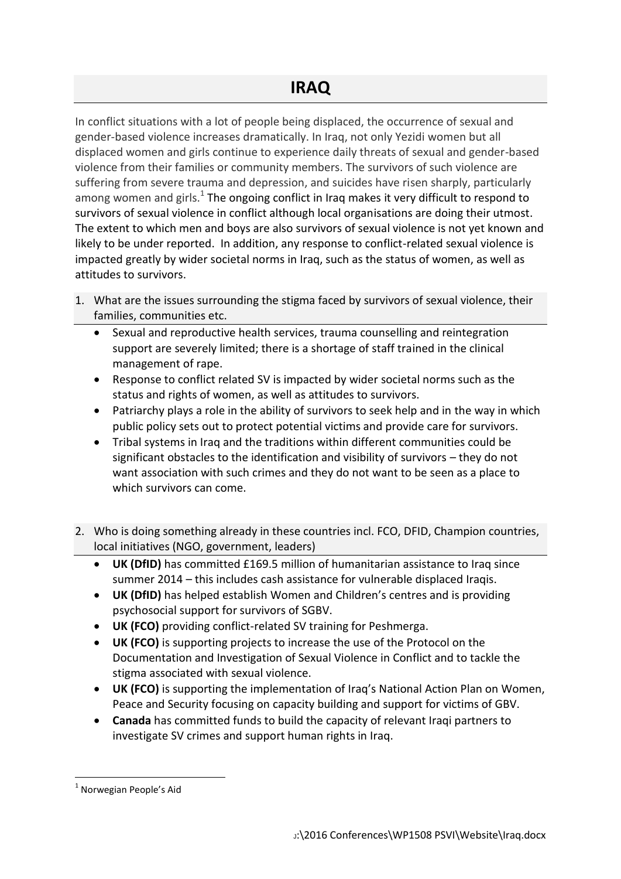# IRAQ

In conflict situations with a lot of people being displaced, the occurrence of sexual and gender-based violence increases dramatically. In Iraq, not only Yezidi women but all displaced women and girls continue to experience daily threats of sexual and gender-based violence from their families or community members. The survivors of such violence are suffering from severe trauma and depression, and suicides have risen sharply, particularly among women and girls.[1] The ongoing conflict in Iraq makes it very difficult to respond to survivors of sexual violence in conflict although local organisations are doing their utmost. The extent to which men and boys are also survivors of sexual violence is not yet known and likely to be under reported. In addition, any response to conflict-related sexual violence is impacted greatly by wider societal norms in Iraq, such as the status of women, as well as attitudes to survivors.

1. What are the issues surrounding the stigma faced by survivors of sexual violence, their families, communities etc.
   - Sexual and reproductive health services, trauma counselling and reintegration support are severely limited; there is a shortage of staff trained in the clinical management of rape.
   - Response to conflict related SV is impacted by wider societal norms such as the status and rights of women, as well as attitudes to survivors.
   - Patriarchy plays a role in the ability of survivors to seek help and in the way in which public policy sets out to protect potential victims and provide care for survivors.
   - Tribal systems in Iraq and the traditions within different communities could be significant obstacles to the identification and visibility of survivors – they do not want association with such crimes and they do not want to be seen as a place to which survivors can come.

2. Who is doing something already in these countries incl. FCO, DFID, Champion countries, local initiatives (NGO, government, leaders)
   - **UK (DfID)** has committed £169.5 million of humanitarian assistance to Iraq since summer 2014 – this includes cash assistance for vulnerable displaced Iraqis.
   - **UK (DfID)** has helped establish Women and Children's centres and is providing psychosocial support for survivors of SGBV.
   - **UK (FCO)** providing conflict-related SV training for Peshmerga.
   - **UK (FCO)** is supporting projects to increase the use of the Protocol on the Documentation and Investigation of Sexual Violence in Conflict and to tackle the stigma associated with sexual violence.
   - **UK (FCO)** is supporting the implementation of Iraq's National Action Plan on Women, Peace and Security focusing on capacity building and support for victims of GBV.
   - **Canada** has committed funds to build the capacity of relevant Iraqi partners to investigate SV crimes and support human rights in Iraq.

[1] Norwegian People's Aid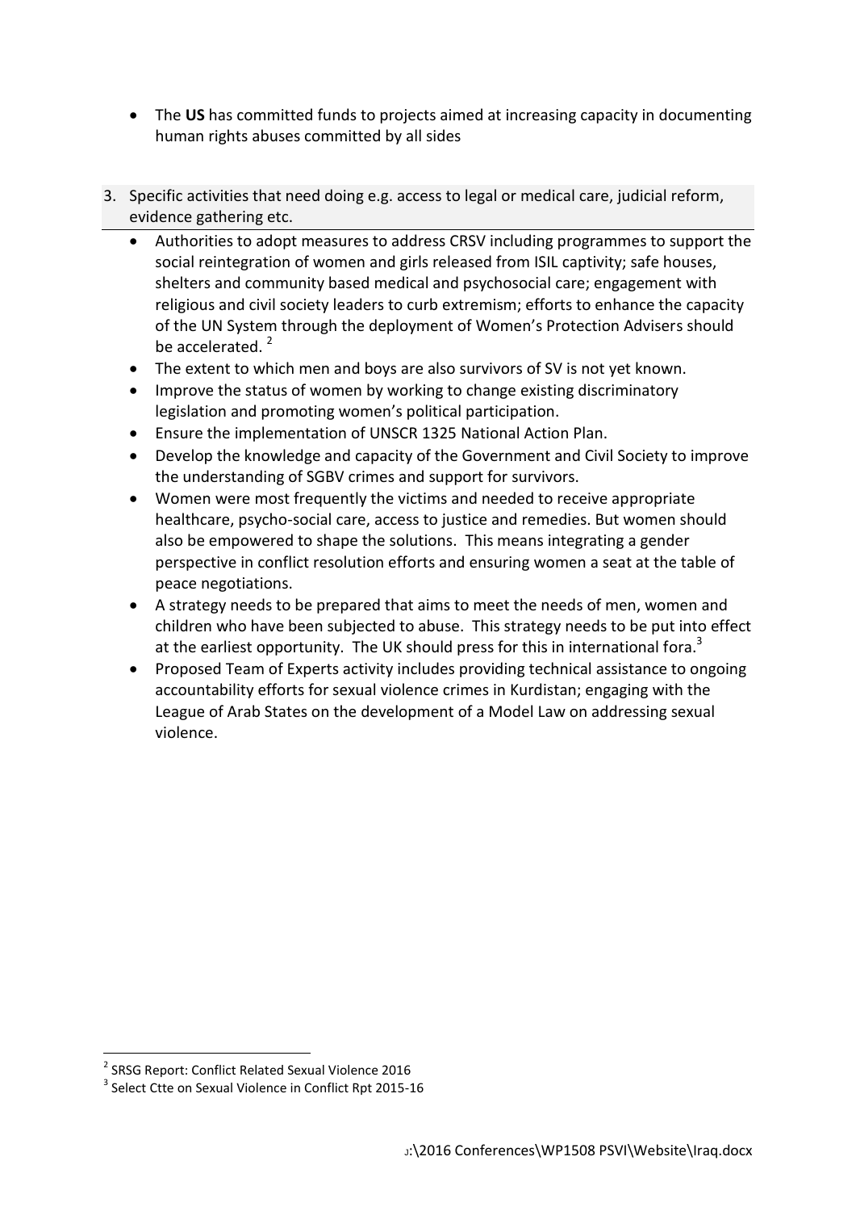- The **US** has committed funds to projects aimed at increasing capacity in documenting human rights abuses committed by all sides

3. Specific activities that need doing e.g. access to legal or medical care, judicial reform, evidence gathering etc.

- Authorities to adopt measures to address CRSV including programmes to support the social reintegration of women and girls released from ISIL captivity; safe houses, shelters and community based medical and psychosocial care; engagement with religious and civil society leaders to curb extremism; efforts to enhance the capacity of the UN System through the deployment of Women's Protection Advisers should be accelerated. [2]
- The extent to which men and boys are also survivors of SV is not yet known.
- Improve the status of women by working to change existing discriminatory legislation and promoting women's political participation.
- Ensure the implementation of UNSCR 1325 National Action Plan.
- Develop the knowledge and capacity of the Government and Civil Society to improve the understanding of SGBV crimes and support for survivors.
- Women were most frequently the victims and needed to receive appropriate healthcare, psycho-social care, access to justice and remedies. But women should also be empowered to shape the solutions. This means integrating a gender perspective in conflict resolution efforts and ensuring women a seat at the table of peace negotiations.
- A strategy needs to be prepared that aims to meet the needs of men, women and children who have been subjected to abuse. This strategy needs to be put into effect at the earliest opportunity. The UK should press for this in international fora.[3]
- Proposed Team of Experts activity includes providing technical assistance to ongoing accountability efforts for sexual violence crimes in Kurdistan; engaging with the League of Arab States on the development of a Model Law on addressing sexual violence.

[2] SRSG Report: Conflict Related Sexual Violence 2016

[3] Select Ctte on Sexual Violence in Conflict Rpt 2015-16